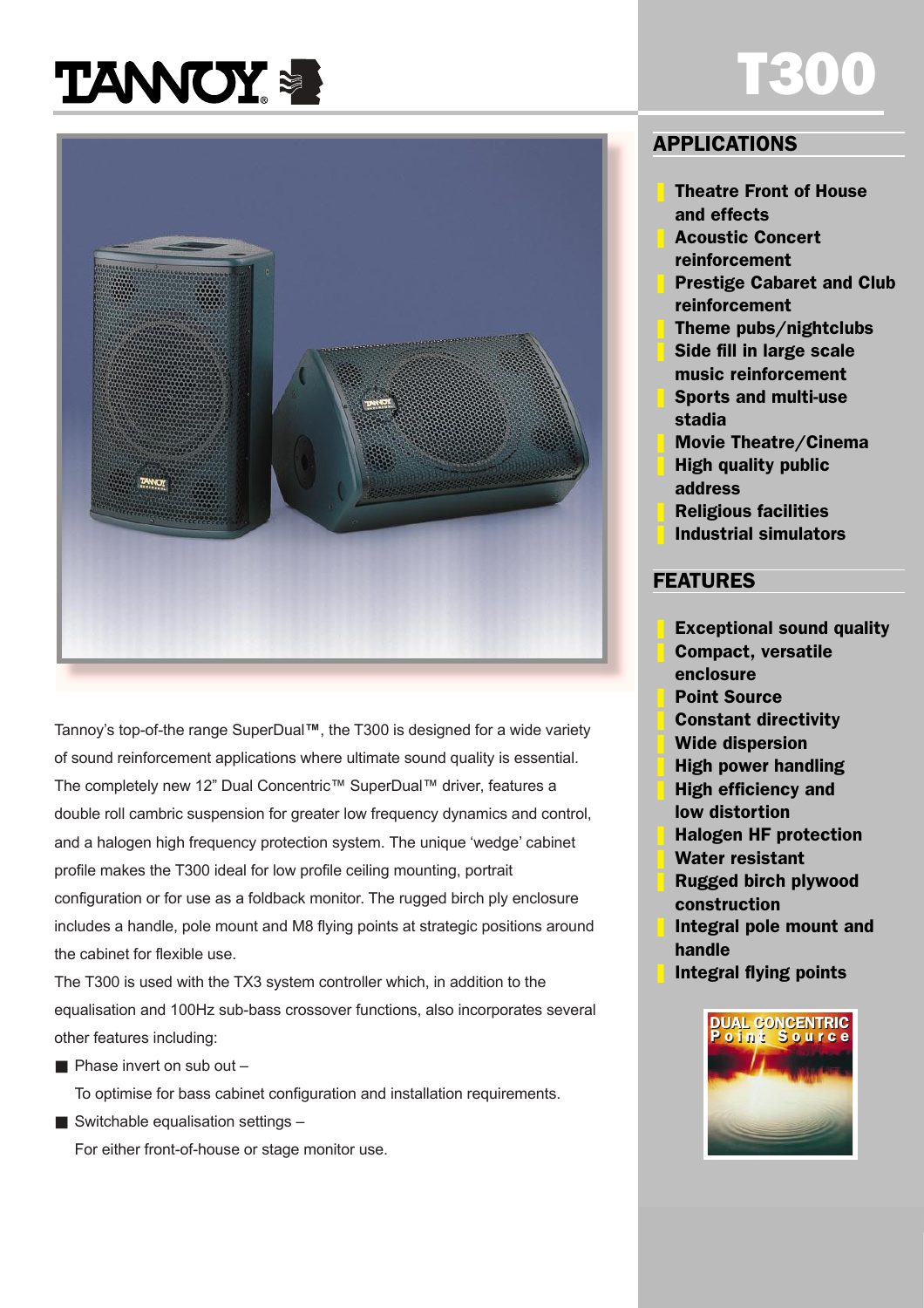# T300

Tannoy's top-of-the range SuperDual™, the T300 is designed for a wide variety of sound reinforcement applications where ultimate sound quality is essential. The completely new 12" Dual Concentric™ SuperDual™ driver, features a double roll cambric suspension for greater low frequency dynamics and control, and a halogen high frequency protection system. The unique 'wedge' cabinet profile makes the T300 ideal for low profile ceiling mounting, portrait configuration or for use as a foldback monitor. The rugged birch ply enclosure includes a handle, pole mount and M8 flying points at strategic positions around the cabinet for flexible use.

The T300 is used with the TX3 system controller which, in addition to the equalisation and 100Hz sub-bass crossover functions, also incorporates several other features including:

- Phase invert on sub out –
  To optimise for bass cabinet configuration and installation requirements.
- Switchable equalisation settings –
  For either front-of-house or stage monitor use.

## APPLICATIONS

- **Theatre Front of House and effects**
- **Acoustic Concert reinforcement**
- **Prestige Cabaret and Club reinforcement**
- **Theme pubs/nightclubs**
- **Side fill in large scale music reinforcement**
- **Sports and multi-use stadia**
- **Movie Theatre/Cinema**
- **High quality public address**
- **Religious facilities**
- **Industrial simulators**

## FEATURES

- **Exceptional sound quality**
- **Compact, versatile enclosure**
- **Point Source**
- **Constant directivity**
- **Wide dispersion**
- **High power handling**
- **High efficiency and low distortion**
- **Halogen HF protection**
- **Water resistant**
- **Rugged birch plywood construction**
- **Integral pole mount and handle**
- **Integral flying points**

DUAL CONCENTRIC Point Source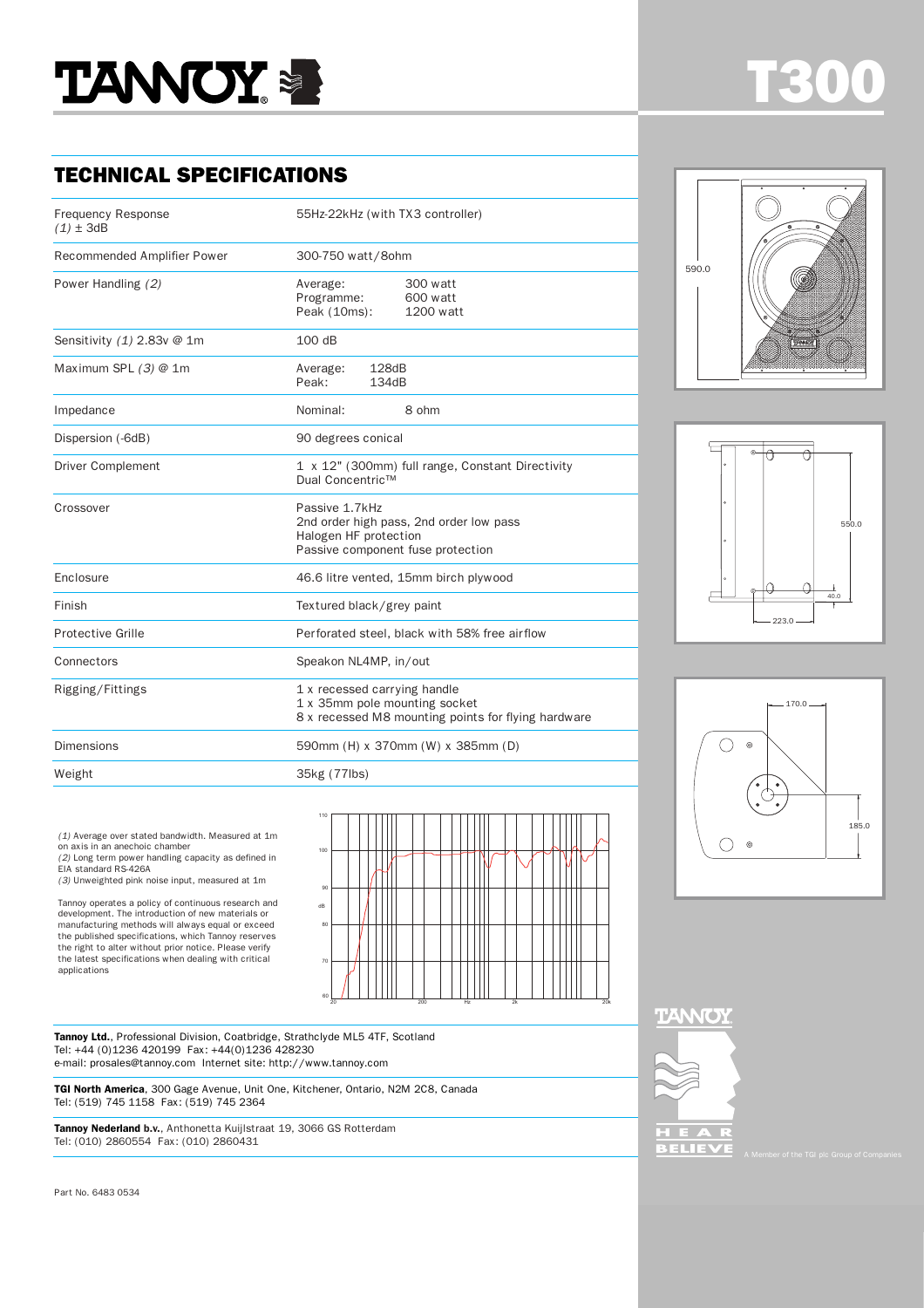# TANNOY

# T300

## TECHNICAL SPECIFICATIONS

| | |
|---|---|
| Frequency Response *(1)* ± 3dB | 55Hz-22kHz (with TX3 controller) |
| Recommended Amplifier Power | 300-750 watt/8ohm |
| Power Handling *(2)* | Average: 300 watt<br>Programme: 600 watt<br>Peak (10ms): 1200 watt |
| Sensitivity *(1)* 2.83v @ 1m | 100 dB |
| Maximum SPL *(3)* @ 1m | Average: 128dB<br>Peak: 134dB |
| Impedance | Nominal: 8 ohm |
| Dispersion (-6dB) | 90 degrees conical |
| Driver Complement | 1 x 12" (300mm) full range, Constant Directivity Dual Concentric™ |
| Crossover | Passive 1.7kHz<br>2nd order high pass, 2nd order low pass<br>Halogen HF protection<br>Passive component fuse protection |
| Enclosure | 46.6 litre vented, 15mm birch plywood |
| Finish | Textured black/grey paint |
| Protective Grille | Perforated steel, black with 58% free airflow |
| Connectors | Speakon NL4MP, in/out |
| Rigging/Fittings | 1 x recessed carrying handle<br>1 x 35mm pole mounting socket<br>8 x recessed M8 mounting points for flying hardware |
| Dimensions | 590mm (H) x 370mm (W) x 385mm (D) |
| Weight | 35kg (77lbs) |

*(1)* Average over stated bandwidth. Measured at 1m on axis in an anechoic chamber
*(2)* Long term power handling capacity as defined in EIA standard RS-426A
*(3)* Unweighted pink noise input, measured at 1m

Tannoy operates a policy of continuous research and development. The introduction of new materials or manufacturing methods will always equal or exceed the published specifications, which Tannoy reserves the right to alter without prior notice. Please verify the latest specifications when dealing with critical applications

110
100
90
dB
80
70
60
20
200
Hz
2k
20k

590.0

550.0
40.0
223.0

170.0
185.0

**Tannoy Ltd.**, Professional Division, Coatbridge, Strathclyde ML5 4TF, Scotland
Tel: +44 (0)1236 420199 Fax: +44(0)1236 428230
e-mail: prosales@tannoy.com Internet site: http://www.tannoy.com

**TGI North America**, 300 Gage Avenue, Unit One, Kitchener, Ontario, N2M 2C8, Canada
Tel: (519) 745 1158 Fax: (519) 745 2364

**Tannoy Nederland b.v.**, Anthonetta Kuijlstraat 19, 3066 GS Rotterdam
Tel: (010) 2860554 Fax: (010) 2860431

TANNOY
HEAR BELIEVE
A Member of the TGI plc Group of Companies

Part No. 6483 0534